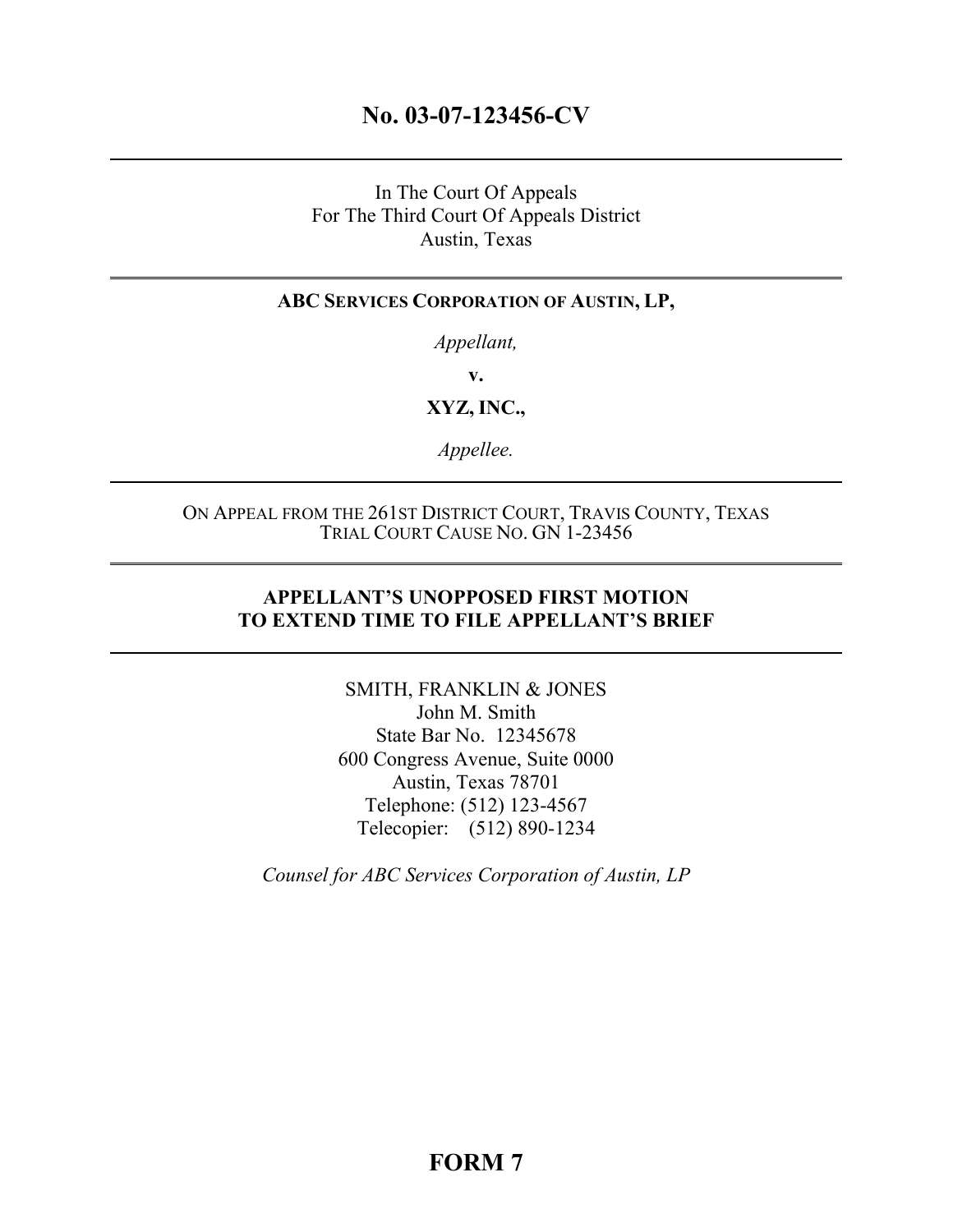# No. 03-07-123456-CV

---

In The Court Of Appeals
For The Third Court Of Appeals District
Austin, Texas

---

**ABC SERVICES CORPORATION OF AUSTIN, LP,**

*Appellant,*

**v.**

**XYZ, INC.,**

*Appellee.*

---

ON APPEAL FROM THE 261ST DISTRICT COURT, TRAVIS COUNTY, TEXAS
TRIAL COURT CAUSE NO. GN 1-23456

---

**APPELLANT'S UNOPPOSED FIRST MOTION TO EXTEND TIME TO FILE APPELLANT'S BRIEF**

---

SMITH, FRANKLIN & JONES
John M. Smith
State Bar No. 12345678
600 Congress Avenue, Suite 0000
Austin, Texas 78701
Telephone: (512) 123-4567
Telecopier: (512) 890-1234

*Counsel for ABC Services Corporation of Austin, LP*

**FORM 7**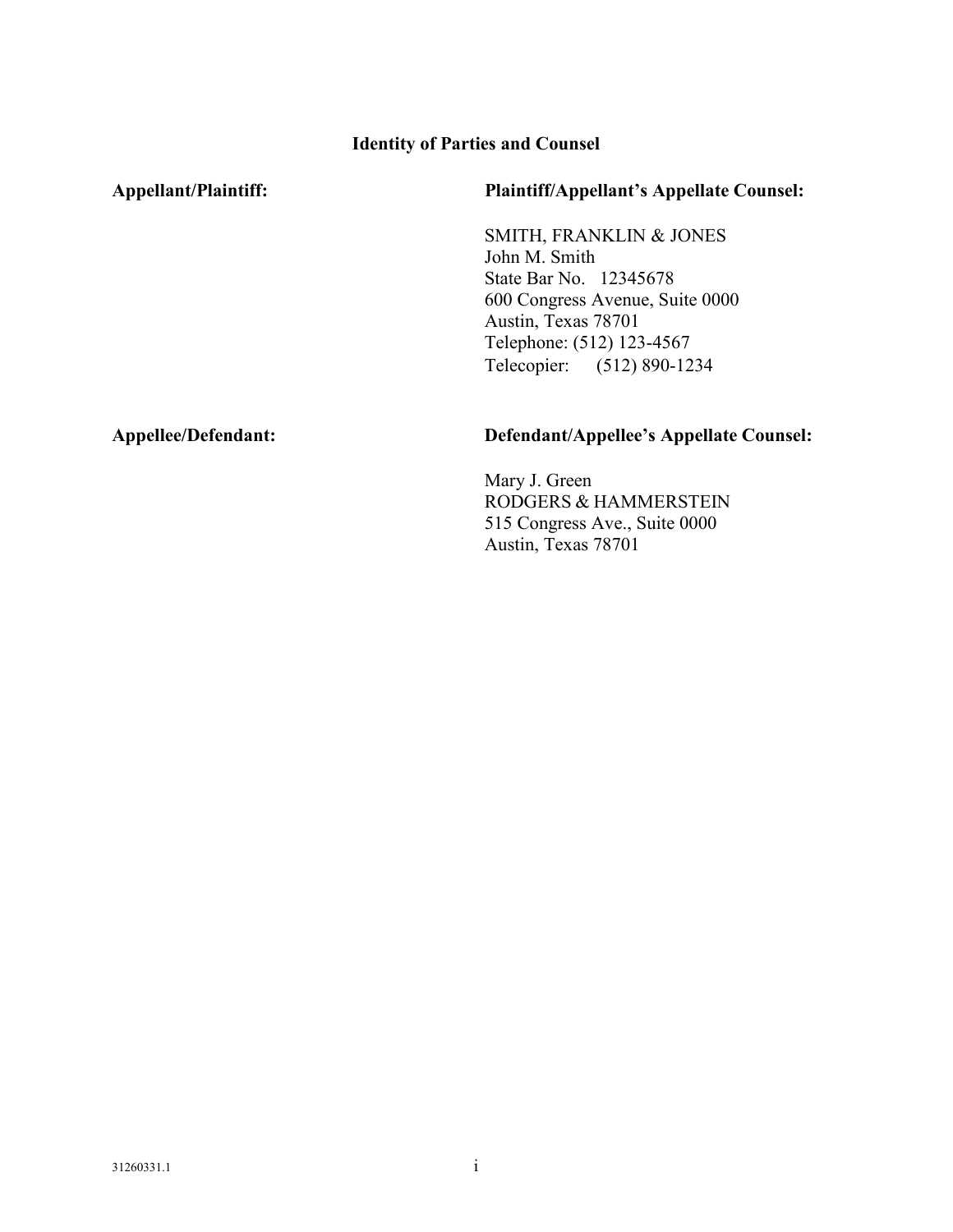## Identity of Parties and Counsel

| **Appellant/Plaintiff:** | **Plaintiff/Appellant's Appellate Counsel:** |
| --- | --- |
| | SMITH, FRANKLIN & JONES<br>John M. Smith<br>State Bar No. 12345678<br>600 Congress Avenue, Suite 0000<br>Austin, Texas 78701<br>Telephone: (512) 123-4567<br>Telecopier: (512) 890-1234 |
| **Appellee/Defendant:** | **Defendant/Appellee's Appellate Counsel:** |
| | Mary J. Green<br>RODGERS & HAMMERSTEIN<br>515 Congress Ave., Suite 0000<br>Austin, Texas 78701 |

31260331.1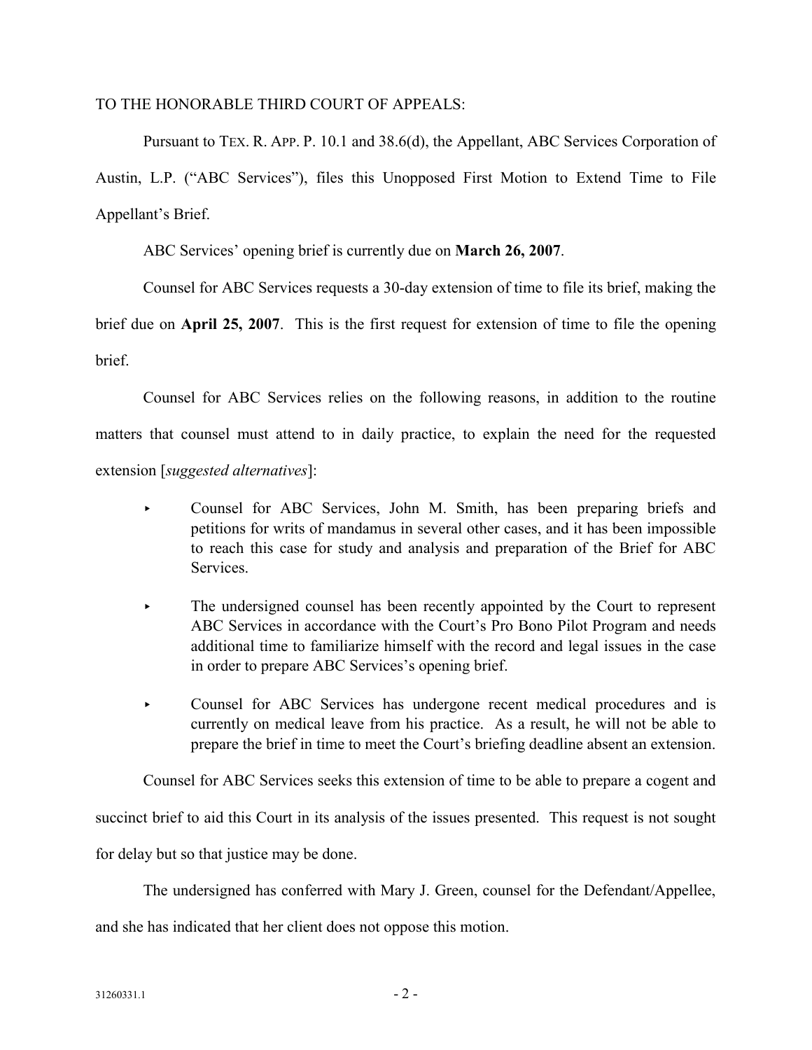TO THE HONORABLE THIRD COURT OF APPEALS:

Pursuant to TEX. R. APP. P. 10.1 and 38.6(d), the Appellant, ABC Services Corporation of Austin, L.P. ("ABC Services"), files this Unopposed First Motion to Extend Time to File Appellant's Brief.

ABC Services' opening brief is currently due on **March 26, 2007**.

Counsel for ABC Services requests a 30-day extension of time to file its brief, making the brief due on **April 25, 2007**. This is the first request for extension of time to file the opening brief.

Counsel for ABC Services relies on the following reasons, in addition to the routine matters that counsel must attend to in daily practice, to explain the need for the requested extension [*suggested alternatives*]:

- Counsel for ABC Services, John M. Smith, has been preparing briefs and petitions for writs of mandamus in several other cases, and it has been impossible to reach this case for study and analysis and preparation of the Brief for ABC Services.
- The undersigned counsel has been recently appointed by the Court to represent ABC Services in accordance with the Court's Pro Bono Pilot Program and needs additional time to familiarize himself with the record and legal issues in the case in order to prepare ABC Services's opening brief.
- Counsel for ABC Services has undergone recent medical procedures and is currently on medical leave from his practice. As a result, he will not be able to prepare the brief in time to meet the Court's briefing deadline absent an extension.

Counsel for ABC Services seeks this extension of time to be able to prepare a cogent and succinct brief to aid this Court in its analysis of the issues presented. This request is not sought for delay but so that justice may be done.

The undersigned has conferred with Mary J. Green, counsel for the Defendant/Appellee, and she has indicated that her client does not oppose this motion.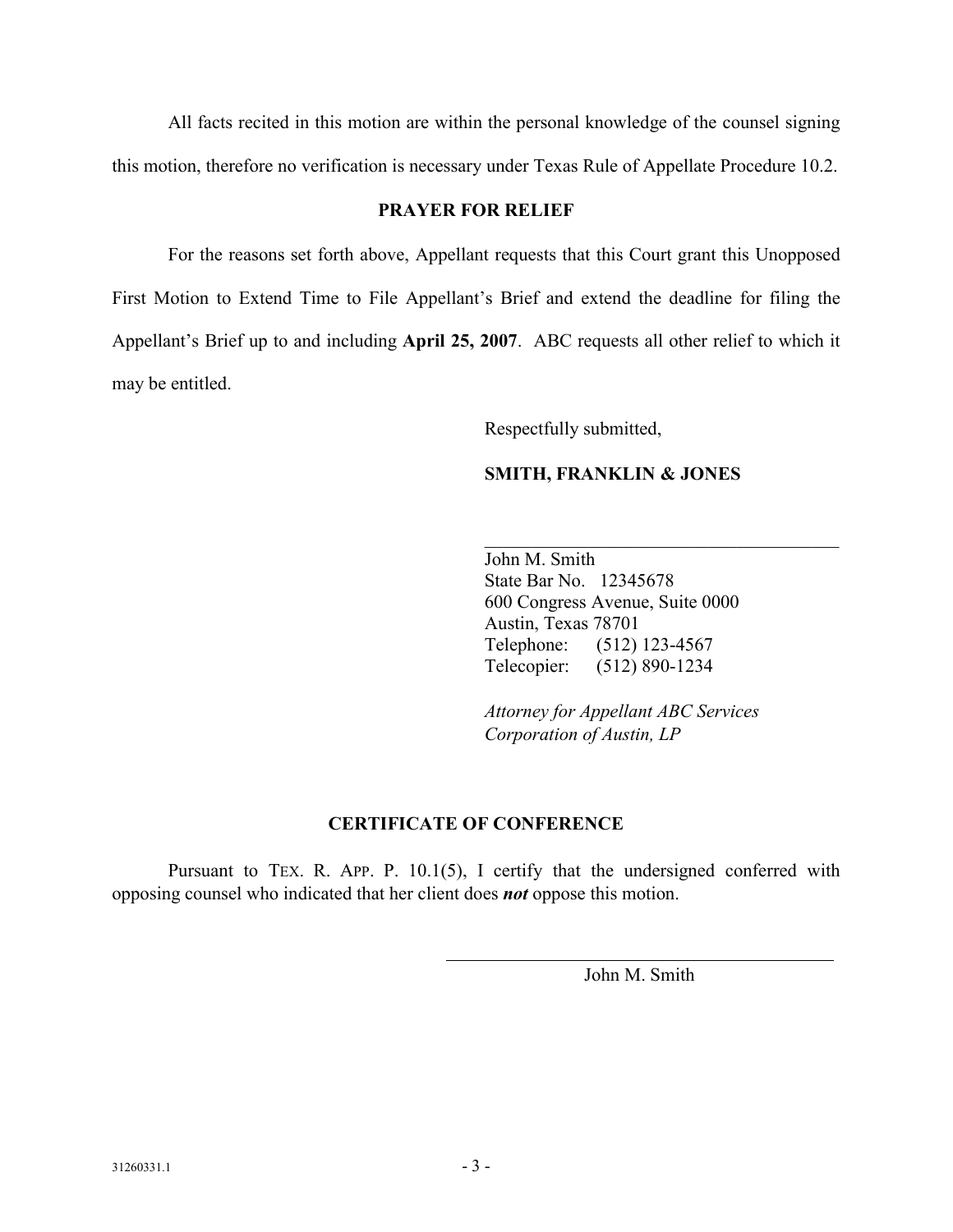All facts recited in this motion are within the personal knowledge of the counsel signing this motion, therefore no verification is necessary under Texas Rule of Appellate Procedure 10.2.

## PRAYER FOR RELIEF

For the reasons set forth above, Appellant requests that this Court grant this Unopposed First Motion to Extend Time to File Appellant's Brief and extend the deadline for filing the Appellant's Brief up to and including **April 25, 2007**. ABC requests all other relief to which it may be entitled.

Respectfully submitted,

**SMITH, FRANKLIN & JONES**

\_\_\_\_\_\_\_\_\_\_\_\_\_\_\_\_\_\_\_\_\_\_\_\_\_\_\_\_\_\_\_\_\_\_\_\_\_\_

John M. Smith
State Bar No. 12345678
600 Congress Avenue, Suite 0000
Austin, Texas 78701
Telephone: (512) 123-4567
Telecopier: (512) 890-1234

*Attorney for Appellant ABC Services Corporation of Austin, LP*

## CERTIFICATE OF CONFERENCE

Pursuant to TEX. R. APP. P. 10.1(5), I certify that the undersigned conferred with opposing counsel who indicated that her client does ***not*** oppose this motion.

\_\_\_\_\_\_\_\_\_\_\_\_\_\_\_\_\_\_\_\_\_\_\_\_\_\_\_\_\_\_\_\_\_\_\_\_\_\_

John M. Smith

31260331.1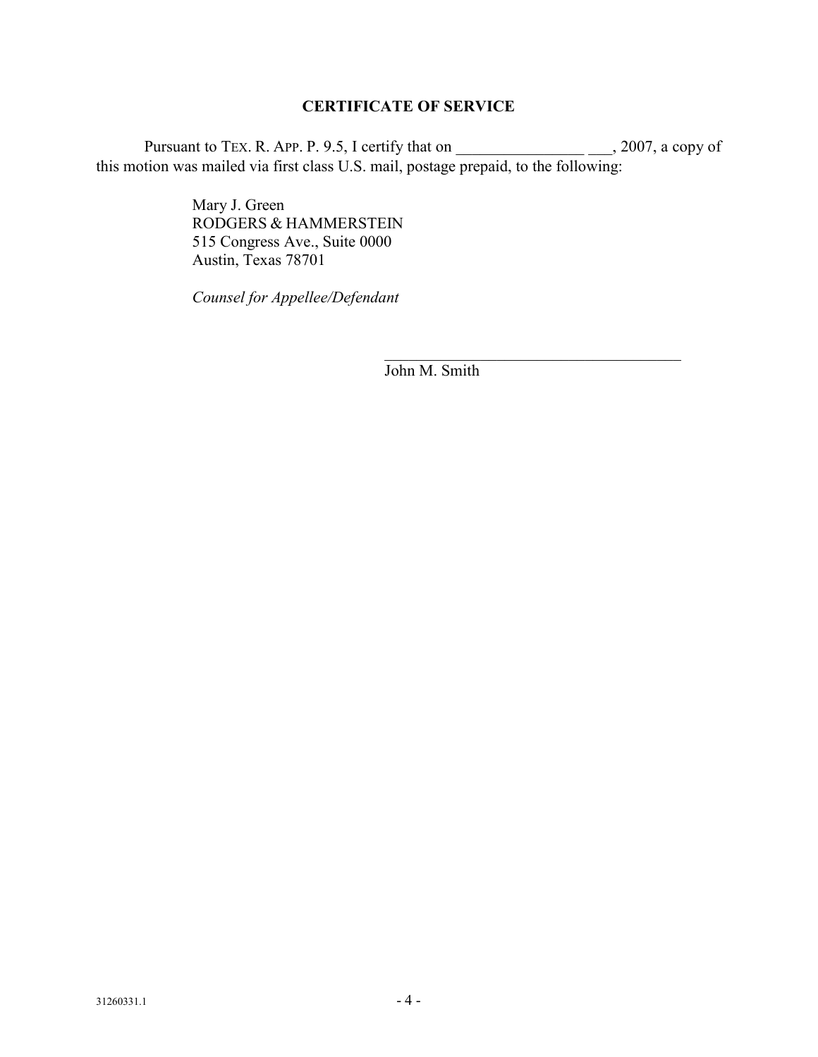## CERTIFICATE OF SERVICE

Pursuant to TEX. R. APP. P. 9.5, I certify that on ________________ ___, 2007, a copy of this motion was mailed via first class U.S. mail, postage prepaid, to the following:

Mary J. Green
RODGERS & HAMMERSTEIN
515 Congress Ave., Suite 0000
Austin, Texas 78701

*Counsel for Appellee/Defendant*

_______________________________________
John M. Smith

31260331.1